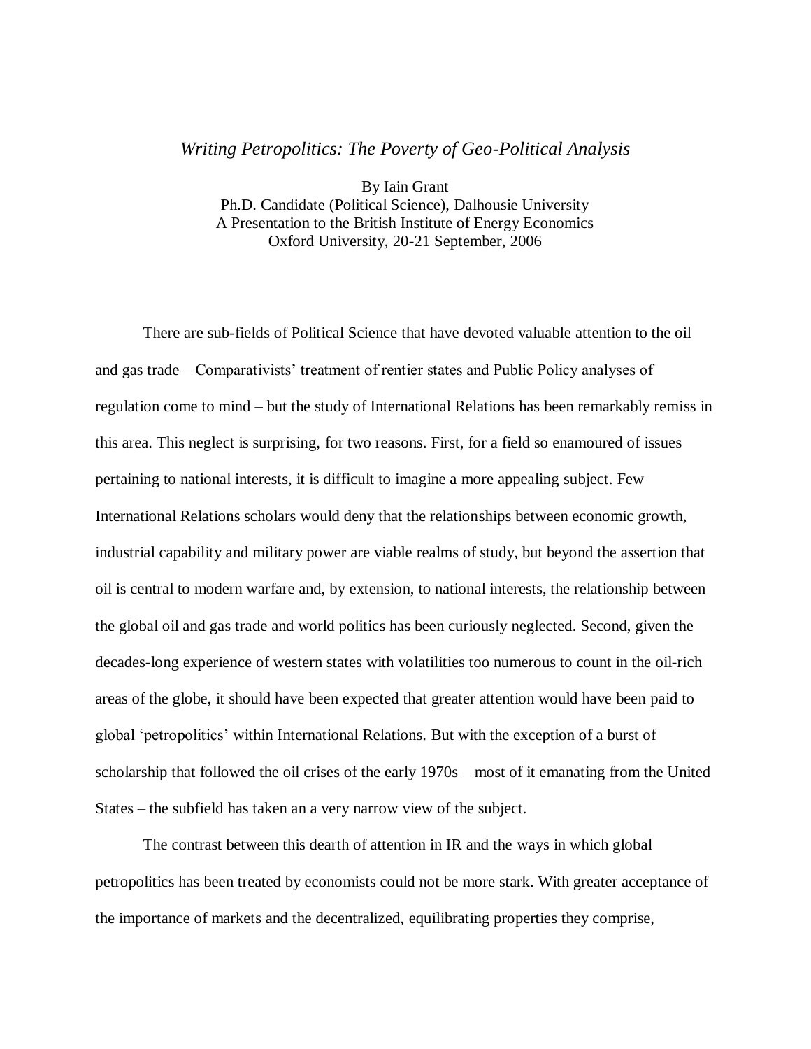# *Writing Petropolitics: The Poverty of Geo-Political Analysis*

By Iain Grant
Ph.D. Candidate (Political Science), Dalhousie University
A Presentation to the British Institute of Energy Economics
Oxford University, 20-21 September, 2006

There are sub-fields of Political Science that have devoted valuable attention to the oil and gas trade – Comparativists' treatment of rentier states and Public Policy analyses of regulation come to mind – but the study of International Relations has been remarkably remiss in this area. This neglect is surprising, for two reasons. First, for a field so enamoured of issues pertaining to national interests, it is difficult to imagine a more appealing subject. Few International Relations scholars would deny that the relationships between economic growth, industrial capability and military power are viable realms of study, but beyond the assertion that oil is central to modern warfare and, by extension, to national interests, the relationship between the global oil and gas trade and world politics has been curiously neglected. Second, given the decades-long experience of western states with volatilities too numerous to count in the oil-rich areas of the globe, it should have been expected that greater attention would have been paid to global 'petropolitics' within International Relations. But with the exception of a burst of scholarship that followed the oil crises of the early 1970s – most of it emanating from the United States – the subfield has taken an a very narrow view of the subject.

The contrast between this dearth of attention in IR and the ways in which global petropolitics has been treated by economists could not be more stark. With greater acceptance of the importance of markets and the decentralized, equilibrating properties they comprise,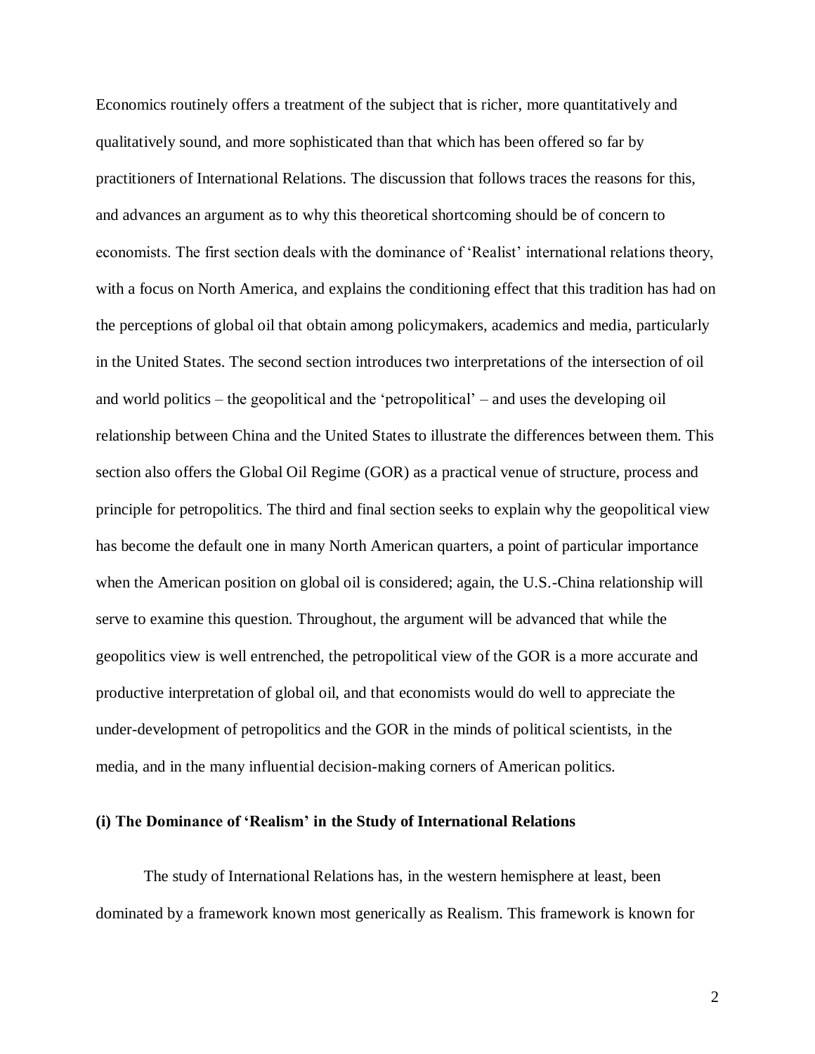Economics routinely offers a treatment of the subject that is richer, more quantitatively and qualitatively sound, and more sophisticated than that which has been offered so far by practitioners of International Relations. The discussion that follows traces the reasons for this, and advances an argument as to why this theoretical shortcoming should be of concern to economists. The first section deals with the dominance of 'Realist' international relations theory, with a focus on North America, and explains the conditioning effect that this tradition has had on the perceptions of global oil that obtain among policymakers, academics and media, particularly in the United States. The second section introduces two interpretations of the intersection of oil and world politics – the geopolitical and the 'petropolitical' – and uses the developing oil relationship between China and the United States to illustrate the differences between them. This section also offers the Global Oil Regime (GOR) as a practical venue of structure, process and principle for petropolitics. The third and final section seeks to explain why the geopolitical view has become the default one in many North American quarters, a point of particular importance when the American position on global oil is considered; again, the U.S.-China relationship will serve to examine this question. Throughout, the argument will be advanced that while the geopolitics view is well entrenched, the petropolitical view of the GOR is a more accurate and productive interpretation of global oil, and that economists would do well to appreciate the under-development of petropolitics and the GOR in the minds of political scientists, in the media, and in the many influential decision-making corners of American politics.

### (i) The Dominance of 'Realism' in the Study of International Relations

The study of International Relations has, in the western hemisphere at least, been dominated by a framework known most generically as Realism. This framework is known for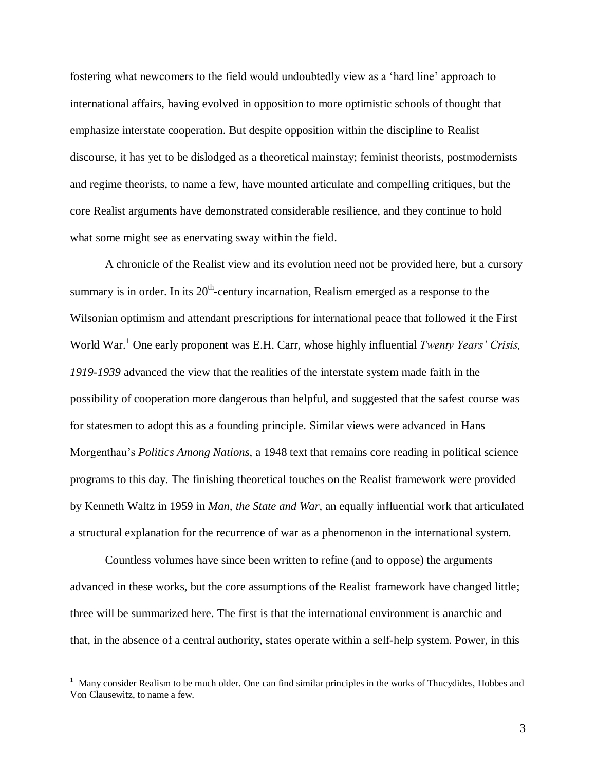fostering what newcomers to the field would undoubtedly view as a 'hard line' approach to international affairs, having evolved in opposition to more optimistic schools of thought that emphasize interstate cooperation. But despite opposition within the discipline to Realist discourse, it has yet to be dislodged as a theoretical mainstay; feminist theorists, postmodernists and regime theorists, to name a few, have mounted articulate and compelling critiques, but the core Realist arguments have demonstrated considerable resilience, and they continue to hold what some might see as enervating sway within the field.

A chronicle of the Realist view and its evolution need not be provided here, but a cursory summary is in order. In its 20th-century incarnation, Realism emerged as a response to the Wilsonian optimism and attendant prescriptions for international peace that followed it the First World War.[1] One early proponent was E.H. Carr, whose highly influential *Twenty Years' Crisis, 1919-1939* advanced the view that the realities of the interstate system made faith in the possibility of cooperation more dangerous than helpful, and suggested that the safest course was for statesmen to adopt this as a founding principle. Similar views were advanced in Hans Morgenthau's *Politics Among Nations*, a 1948 text that remains core reading in political science programs to this day. The finishing theoretical touches on the Realist framework were provided by Kenneth Waltz in 1959 in *Man, the State and War*, an equally influential work that articulated a structural explanation for the recurrence of war as a phenomenon in the international system.

Countless volumes have since been written to refine (and to oppose) the arguments advanced in these works, but the core assumptions of the Realist framework have changed little; three will be summarized here. The first is that the international environment is anarchic and that, in the absence of a central authority, states operate within a self-help system. Power, in this

---

[1] Many consider Realism to be much older. One can find similar principles in the works of Thucydides, Hobbes and Von Clausewitz, to name a few.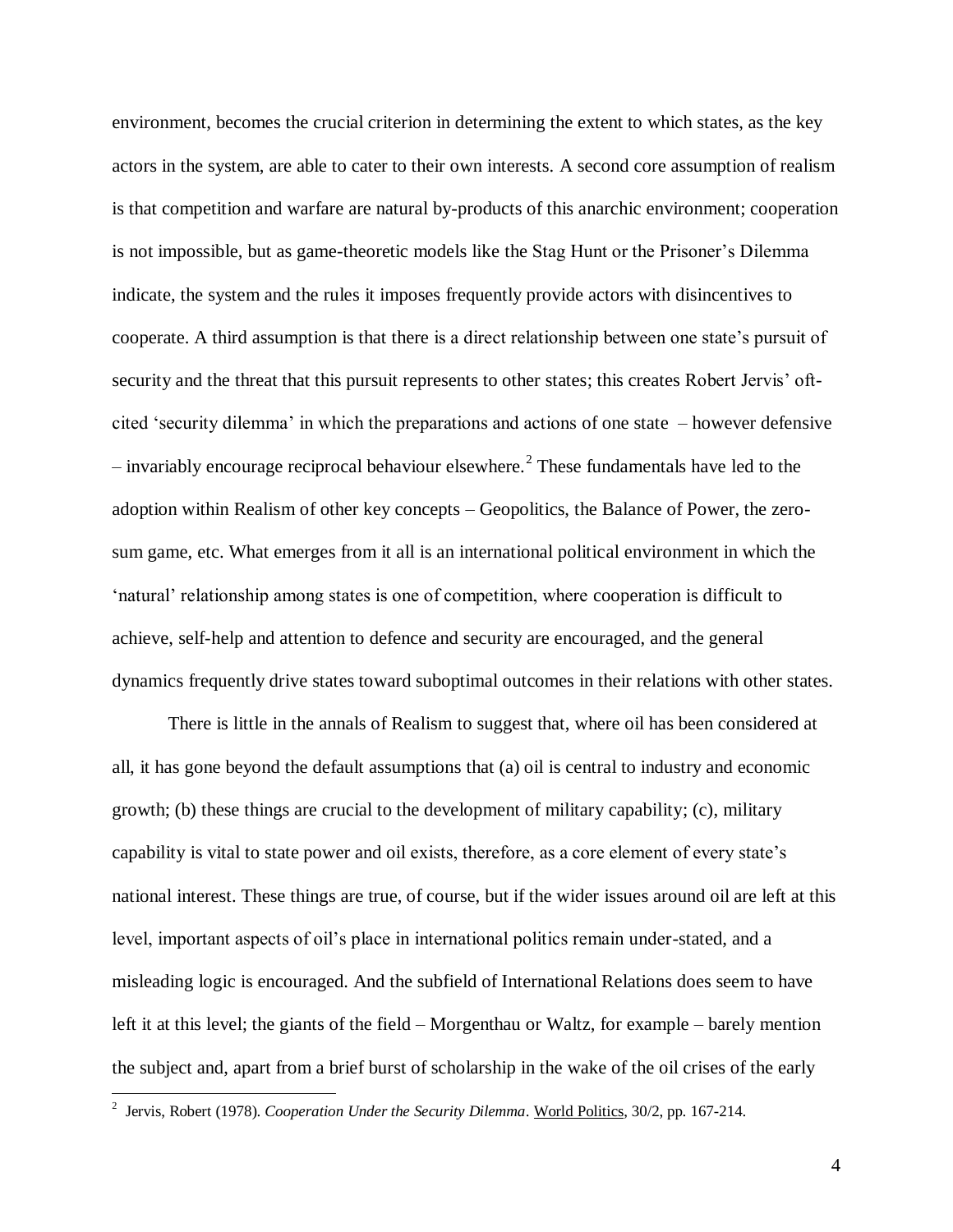environment, becomes the crucial criterion in determining the extent to which states, as the key actors in the system, are able to cater to their own interests. A second core assumption of realism is that competition and warfare are natural by-products of this anarchic environment; cooperation is not impossible, but as game-theoretic models like the Stag Hunt or the Prisoner's Dilemma indicate, the system and the rules it imposes frequently provide actors with disincentives to cooperate. A third assumption is that there is a direct relationship between one state's pursuit of security and the threat that this pursuit represents to other states; this creates Robert Jervis' oft-cited 'security dilemma' in which the preparations and actions of one state – however defensive – invariably encourage reciprocal behaviour elsewhere.[2] These fundamentals have led to the adoption within Realism of other key concepts – Geopolitics, the Balance of Power, the zero-sum game, etc. What emerges from it all is an international political environment in which the 'natural' relationship among states is one of competition, where cooperation is difficult to achieve, self-help and attention to defence and security are encouraged, and the general dynamics frequently drive states toward suboptimal outcomes in their relations with other states.

There is little in the annals of Realism to suggest that, where oil has been considered at all, it has gone beyond the default assumptions that (a) oil is central to industry and economic growth; (b) these things are crucial to the development of military capability; (c), military capability is vital to state power and oil exists, therefore, as a core element of every state's national interest. These things are true, of course, but if the wider issues around oil are left at this level, important aspects of oil's place in international politics remain under-stated, and a misleading logic is encouraged. And the subfield of International Relations does seem to have left it at this level; the giants of the field – Morgenthau or Waltz, for example – barely mention the subject and, apart from a brief burst of scholarship in the wake of the oil crises of the early

[2] Jervis, Robert (1978). *Cooperation Under the Security Dilemma*. World Politics, 30/2, pp. 167-214.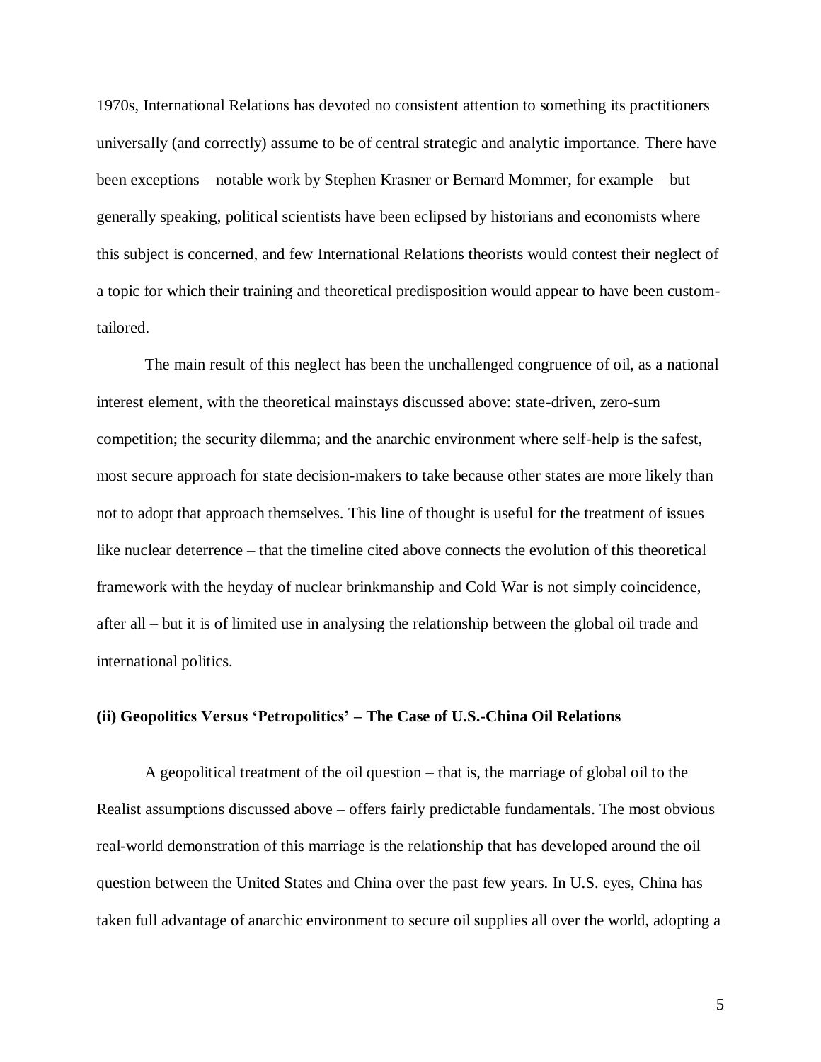1970s, International Relations has devoted no consistent attention to something its practitioners universally (and correctly) assume to be of central strategic and analytic importance. There have been exceptions – notable work by Stephen Krasner or Bernard Mommer, for example – but generally speaking, political scientists have been eclipsed by historians and economists where this subject is concerned, and few International Relations theorists would contest their neglect of a topic for which their training and theoretical predisposition would appear to have been custom-tailored.

The main result of this neglect has been the unchallenged congruence of oil, as a national interest element, with the theoretical mainstays discussed above: state-driven, zero-sum competition; the security dilemma; and the anarchic environment where self-help is the safest, most secure approach for state decision-makers to take because other states are more likely than not to adopt that approach themselves. This line of thought is useful for the treatment of issues like nuclear deterrence – that the timeline cited above connects the evolution of this theoretical framework with the heyday of nuclear brinkmanship and Cold War is not simply coincidence, after all – but it is of limited use in analysing the relationship between the global oil trade and international politics.

### (ii) Geopolitics Versus 'Petropolitics' – The Case of U.S.-China Oil Relations

A geopolitical treatment of the oil question – that is, the marriage of global oil to the Realist assumptions discussed above – offers fairly predictable fundamentals. The most obvious real-world demonstration of this marriage is the relationship that has developed around the oil question between the United States and China over the past few years. In U.S. eyes, China has taken full advantage of anarchic environment to secure oil supplies all over the world, adopting a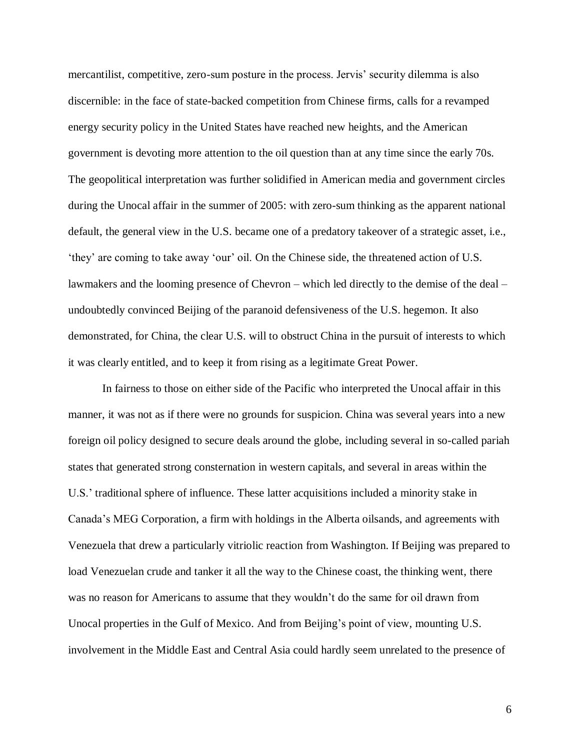mercantilist, competitive, zero-sum posture in the process. Jervis' security dilemma is also discernible: in the face of state-backed competition from Chinese firms, calls for a revamped energy security policy in the United States have reached new heights, and the American government is devoting more attention to the oil question than at any time since the early 70s. The geopolitical interpretation was further solidified in American media and government circles during the Unocal affair in the summer of 2005: with zero-sum thinking as the apparent national default, the general view in the U.S. became one of a predatory takeover of a strategic asset, i.e., 'they' are coming to take away 'our' oil. On the Chinese side, the threatened action of U.S. lawmakers and the looming presence of Chevron – which led directly to the demise of the deal – undoubtedly convinced Beijing of the paranoid defensiveness of the U.S. hegemon. It also demonstrated, for China, the clear U.S. will to obstruct China in the pursuit of interests to which it was clearly entitled, and to keep it from rising as a legitimate Great Power.

In fairness to those on either side of the Pacific who interpreted the Unocal affair in this manner, it was not as if there were no grounds for suspicion. China was several years into a new foreign oil policy designed to secure deals around the globe, including several in so-called pariah states that generated strong consternation in western capitals, and several in areas within the U.S.' traditional sphere of influence. These latter acquisitions included a minority stake in Canada's MEG Corporation, a firm with holdings in the Alberta oilsands, and agreements with Venezuela that drew a particularly vitriolic reaction from Washington. If Beijing was prepared to load Venezuelan crude and tanker it all the way to the Chinese coast, the thinking went, there was no reason for Americans to assume that they wouldn't do the same for oil drawn from Unocal properties in the Gulf of Mexico. And from Beijing's point of view, mounting U.S. involvement in the Middle East and Central Asia could hardly seem unrelated to the presence of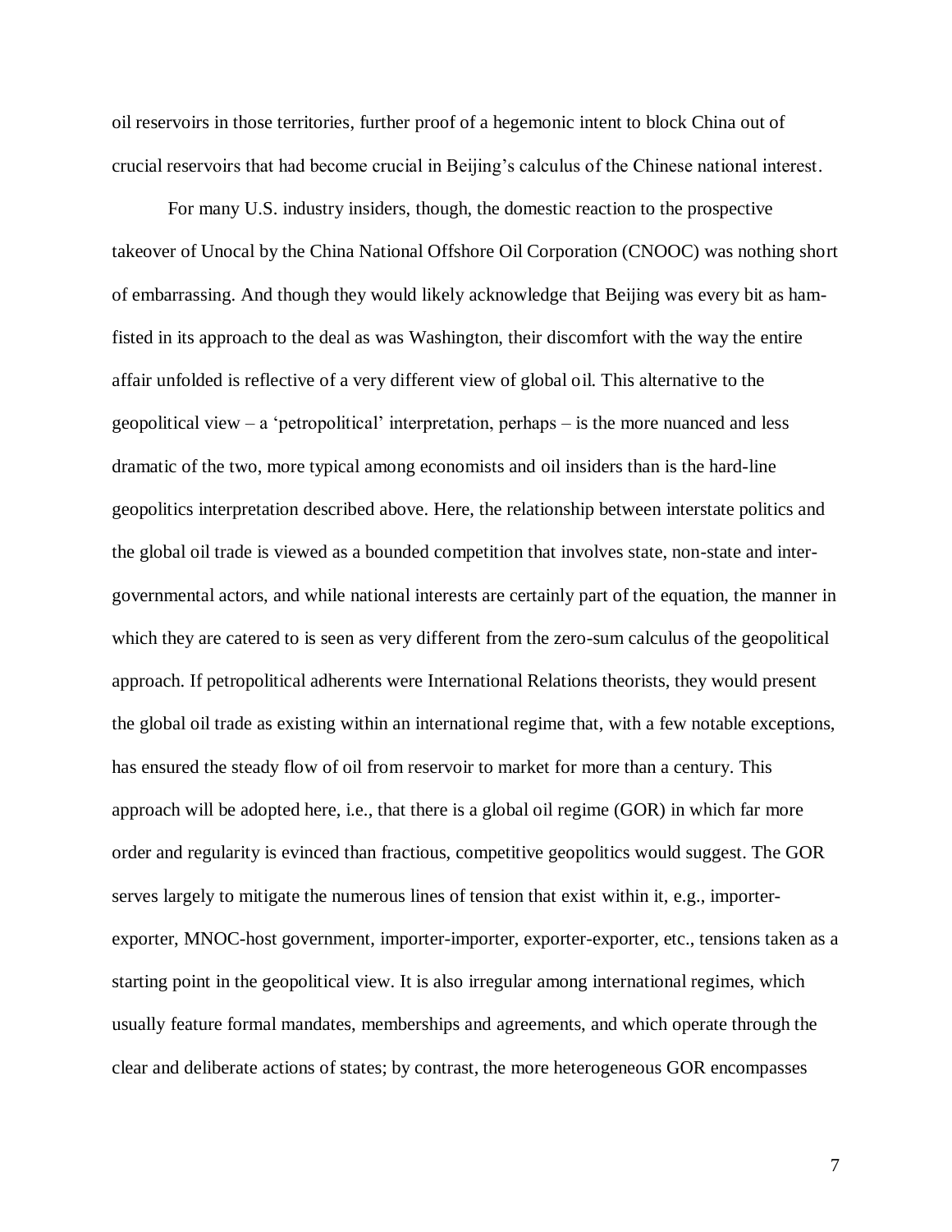oil reservoirs in those territories, further proof of a hegemonic intent to block China out of crucial reservoirs that had become crucial in Beijing's calculus of the Chinese national interest.

For many U.S. industry insiders, though, the domestic reaction to the prospective takeover of Unocal by the China National Offshore Oil Corporation (CNOOC) was nothing short of embarrassing. And though they would likely acknowledge that Beijing was every bit as ham-fisted in its approach to the deal as was Washington, their discomfort with the way the entire affair unfolded is reflective of a very different view of global oil. This alternative to the geopolitical view – a 'petropolitical' interpretation, perhaps – is the more nuanced and less dramatic of the two, more typical among economists and oil insiders than is the hard-line geopolitics interpretation described above. Here, the relationship between interstate politics and the global oil trade is viewed as a bounded competition that involves state, non-state and inter-governmental actors, and while national interests are certainly part of the equation, the manner in which they are catered to is seen as very different from the zero-sum calculus of the geopolitical approach. If petropolitical adherents were International Relations theorists, they would present the global oil trade as existing within an international regime that, with a few notable exceptions, has ensured the steady flow of oil from reservoir to market for more than a century. This approach will be adopted here, i.e., that there is a global oil regime (GOR) in which far more order and regularity is evinced than fractious, competitive geopolitics would suggest. The GOR serves largely to mitigate the numerous lines of tension that exist within it, e.g., importer-exporter, MNOC-host government, importer-importer, exporter-exporter, etc., tensions taken as a starting point in the geopolitical view. It is also irregular among international regimes, which usually feature formal mandates, memberships and agreements, and which operate through the clear and deliberate actions of states; by contrast, the more heterogeneous GOR encompasses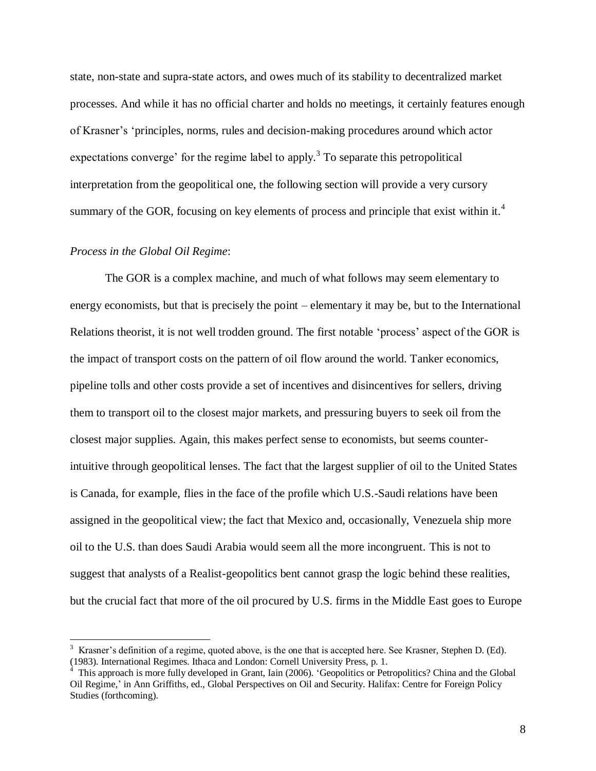state, non-state and supra-state actors, and owes much of its stability to decentralized market processes. And while it has no official charter and holds no meetings, it certainly features enough of Krasner's 'principles, norms, rules and decision-making procedures around which actor expectations converge' for the regime label to apply.[3] To separate this petropolitical interpretation from the geopolitical one, the following section will provide a very cursory summary of the GOR, focusing on key elements of process and principle that exist within it.[4]

*Process in the Global Oil Regime*:

The GOR is a complex machine, and much of what follows may seem elementary to energy economists, but that is precisely the point – elementary it may be, but to the International Relations theorist, it is not well trodden ground. The first notable 'process' aspect of the GOR is the impact of transport costs on the pattern of oil flow around the world. Tanker economics, pipeline tolls and other costs provide a set of incentives and disincentives for sellers, driving them to transport oil to the closest major markets, and pressuring buyers to seek oil from the closest major supplies. Again, this makes perfect sense to economists, but seems counter-intuitive through geopolitical lenses. The fact that the largest supplier of oil to the United States is Canada, for example, flies in the face of the profile which U.S.-Saudi relations have been assigned in the geopolitical view; the fact that Mexico and, occasionally, Venezuela ship more oil to the U.S. than does Saudi Arabia would seem all the more incongruent. This is not to suggest that analysts of a Realist-geopolitics bent cannot grasp the logic behind these realities, but the crucial fact that more of the oil procured by U.S. firms in the Middle East goes to Europe

---

[3] Krasner's definition of a regime, quoted above, is the one that is accepted here. See Krasner, Stephen D. (Ed). (1983). International Regimes. Ithaca and London: Cornell University Press, p. 1.

[4] This approach is more fully developed in Grant, Iain (2006). 'Geopolitics or Petropolitics? China and the Global Oil Regime,' in Ann Griffiths, ed., Global Perspectives on Oil and Security. Halifax: Centre for Foreign Policy Studies (forthcoming).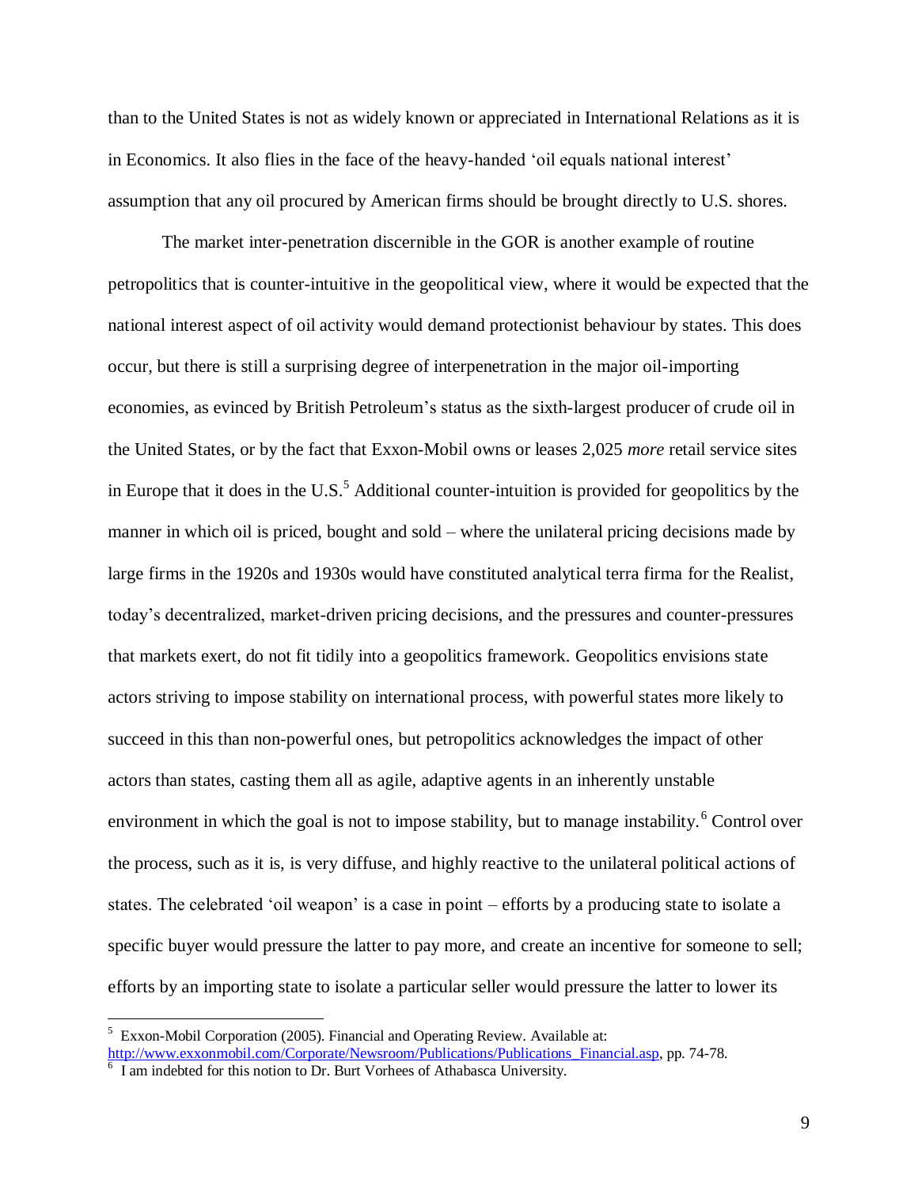than to the United States is not as widely known or appreciated in International Relations as it is in Economics. It also flies in the face of the heavy-handed 'oil equals national interest' assumption that any oil procured by American firms should be brought directly to U.S. shores.

The market inter-penetration discernible in the GOR is another example of routine petropolitics that is counter-intuitive in the geopolitical view, where it would be expected that the national interest aspect of oil activity would demand protectionist behaviour by states. This does occur, but there is still a surprising degree of interpenetration in the major oil-importing economies, as evinced by British Petroleum's status as the sixth-largest producer of crude oil in the United States, or by the fact that Exxon-Mobil owns or leases 2,025 *more* retail service sites in Europe that it does in the U.S.[5] Additional counter-intuition is provided for geopolitics by the manner in which oil is priced, bought and sold – where the unilateral pricing decisions made by large firms in the 1920s and 1930s would have constituted analytical terra firma for the Realist, today's decentralized, market-driven pricing decisions, and the pressures and counter-pressures that markets exert, do not fit tidily into a geopolitics framework. Geopolitics envisions state actors striving to impose stability on international process, with powerful states more likely to succeed in this than non-powerful ones, but petropolitics acknowledges the impact of other actors than states, casting them all as agile, adaptive agents in an inherently unstable environment in which the goal is not to impose stability, but to manage instability.[6] Control over the process, such as it is, is very diffuse, and highly reactive to the unilateral political actions of states. The celebrated 'oil weapon' is a case in point – efforts by a producing state to isolate a specific buyer would pressure the latter to pay more, and create an incentive for someone to sell; efforts by an importing state to isolate a particular seller would pressure the latter to lower its

---

[5] Exxon-Mobil Corporation (2005). Financial and Operating Review. Available at: http://www.exxonmobil.com/Corporate/Newsroom/Publications/Publications_Financial.asp, pp. 74-78.

[6] I am indebted for this notion to Dr. Burt Vorhees of Athabasca University.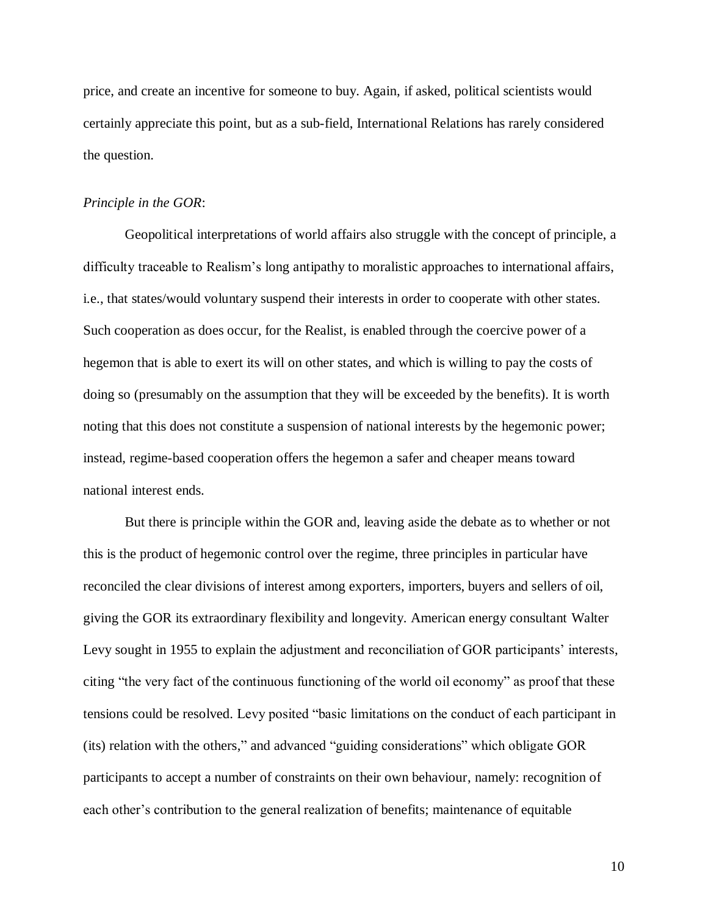price, and create an incentive for someone to buy. Again, if asked, political scientists would certainly appreciate this point, but as a sub-field, International Relations has rarely considered the question.

*Principle in the GOR*:

Geopolitical interpretations of world affairs also struggle with the concept of principle, a difficulty traceable to Realism's long antipathy to moralistic approaches to international affairs, i.e., that states/would voluntary suspend their interests in order to cooperate with other states. Such cooperation as does occur, for the Realist, is enabled through the coercive power of a hegemon that is able to exert its will on other states, and which is willing to pay the costs of doing so (presumably on the assumption that they will be exceeded by the benefits). It is worth noting that this does not constitute a suspension of national interests by the hegemonic power; instead, regime-based cooperation offers the hegemon a safer and cheaper means toward national interest ends.

But there is principle within the GOR and, leaving aside the debate as to whether or not this is the product of hegemonic control over the regime, three principles in particular have reconciled the clear divisions of interest among exporters, importers, buyers and sellers of oil, giving the GOR its extraordinary flexibility and longevity. American energy consultant Walter Levy sought in 1955 to explain the adjustment and reconciliation of GOR participants' interests, citing "the very fact of the continuous functioning of the world oil economy" as proof that these tensions could be resolved. Levy posited "basic limitations on the conduct of each participant in (its) relation with the others," and advanced "guiding considerations" which obligate GOR participants to accept a number of constraints on their own behaviour, namely: recognition of each other's contribution to the general realization of benefits; maintenance of equitable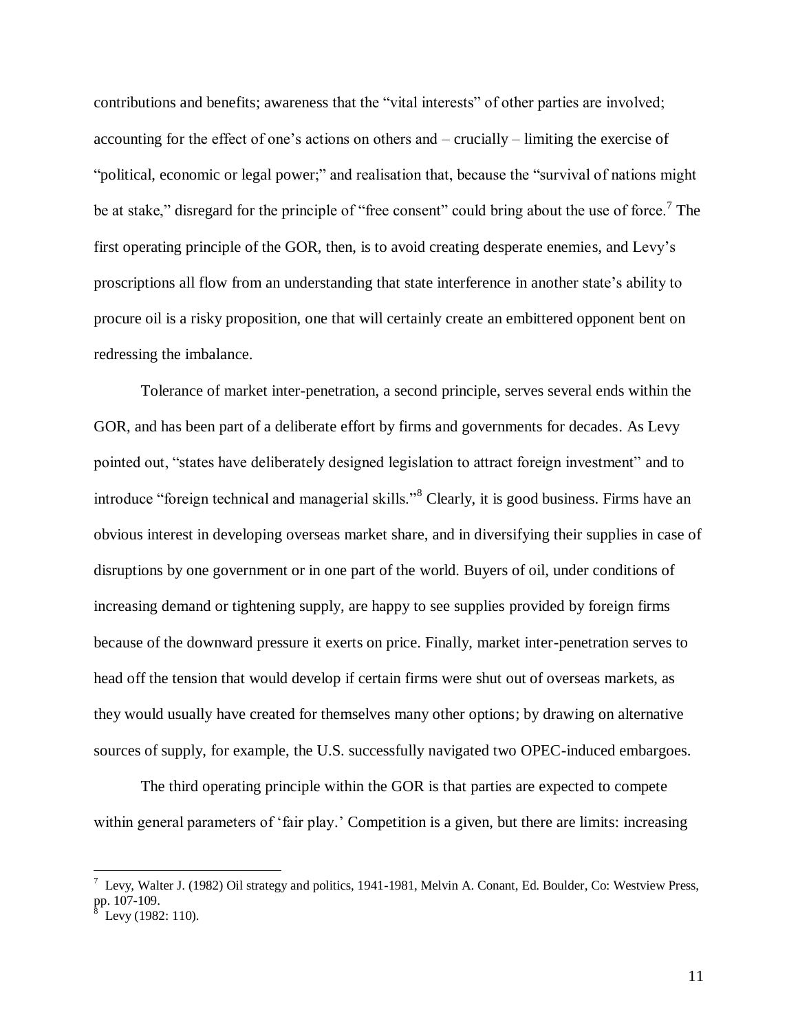contributions and benefits; awareness that the "vital interests" of other parties are involved; accounting for the effect of one's actions on others and – crucially – limiting the exercise of "political, economic or legal power;" and realisation that, because the "survival of nations might be at stake," disregard for the principle of "free consent" could bring about the use of force.[7] The first operating principle of the GOR, then, is to avoid creating desperate enemies, and Levy's proscriptions all flow from an understanding that state interference in another state's ability to procure oil is a risky proposition, one that will certainly create an embittered opponent bent on redressing the imbalance.

Tolerance of market inter-penetration, a second principle, serves several ends within the GOR, and has been part of a deliberate effort by firms and governments for decades. As Levy pointed out, "states have deliberately designed legislation to attract foreign investment" and to introduce "foreign technical and managerial skills."[8] Clearly, it is good business. Firms have an obvious interest in developing overseas market share, and in diversifying their supplies in case of disruptions by one government or in one part of the world. Buyers of oil, under conditions of increasing demand or tightening supply, are happy to see supplies provided by foreign firms because of the downward pressure it exerts on price. Finally, market inter-penetration serves to head off the tension that would develop if certain firms were shut out of overseas markets, as they would usually have created for themselves many other options; by drawing on alternative sources of supply, for example, the U.S. successfully navigated two OPEC-induced embargoes.

The third operating principle within the GOR is that parties are expected to compete within general parameters of 'fair play.' Competition is a given, but there are limits: increasing

---

[7] Levy, Walter J. (1982) Oil strategy and politics, 1941-1981, Melvin A. Conant, Ed. Boulder, Co: Westview Press, pp. 107-109.

[8] Levy (1982: 110).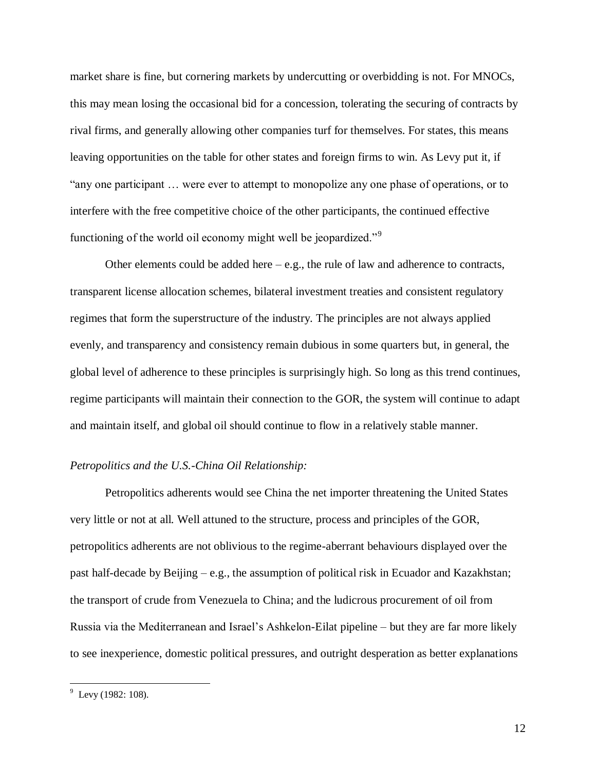market share is fine, but cornering markets by undercutting or overbidding is not. For MNOCs, this may mean losing the occasional bid for a concession, tolerating the securing of contracts by rival firms, and generally allowing other companies turf for themselves. For states, this means leaving opportunities on the table for other states and foreign firms to win. As Levy put it, if "any one participant … were ever to attempt to monopolize any one phase of operations, or to interfere with the free competitive choice of the other participants, the continued effective functioning of the world oil economy might well be jeopardized."[9]

Other elements could be added here – e.g., the rule of law and adherence to contracts, transparent license allocation schemes, bilateral investment treaties and consistent regulatory regimes that form the superstructure of the industry. The principles are not always applied evenly, and transparency and consistency remain dubious in some quarters but, in general, the global level of adherence to these principles is surprisingly high. So long as this trend continues, regime participants will maintain their connection to the GOR, the system will continue to adapt and maintain itself, and global oil should continue to flow in a relatively stable manner.

*Petropolitics and the U.S.-China Oil Relationship:*

Petropolitics adherents would see China the net importer threatening the United States very little or not at all. Well attuned to the structure, process and principles of the GOR, petropolitics adherents are not oblivious to the regime-aberrant behaviours displayed over the past half-decade by Beijing – e.g., the assumption of political risk in Ecuador and Kazakhstan; the transport of crude from Venezuela to China; and the ludicrous procurement of oil from Russia via the Mediterranean and Israel's Ashkelon-Eilat pipeline – but they are far more likely to see inexperience, domestic political pressures, and outright desperation as better explanations

[9] Levy (1982: 108).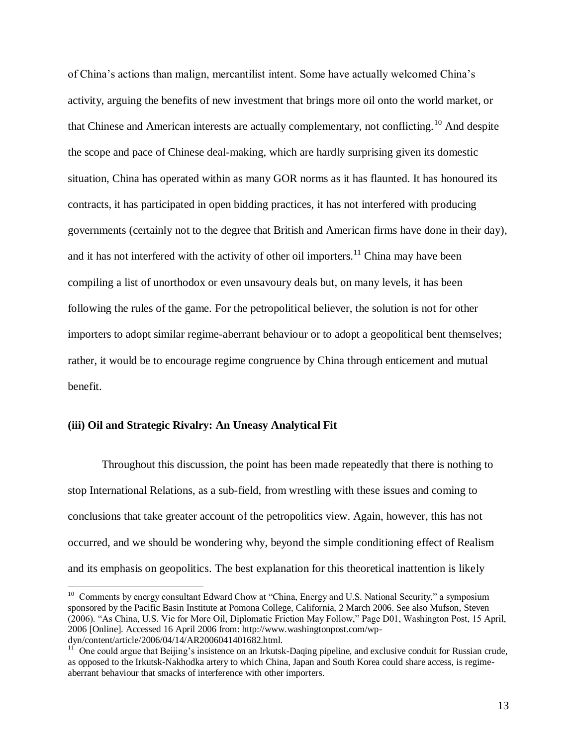of China's actions than malign, mercantilist intent. Some have actually welcomed China's activity, arguing the benefits of new investment that brings more oil onto the world market, or that Chinese and American interests are actually complementary, not conflicting.[10] And despite the scope and pace of Chinese deal-making, which are hardly surprising given its domestic situation, China has operated within as many GOR norms as it has flaunted. It has honoured its contracts, it has participated in open bidding practices, it has not interfered with producing governments (certainly not to the degree that British and American firms have done in their day), and it has not interfered with the activity of other oil importers.[11] China may have been compiling a list of unorthodox or even unsavoury deals but, on many levels, it has been following the rules of the game. For the petropolitical believer, the solution is not for other importers to adopt similar regime-aberrant behaviour or to adopt a geopolitical bent themselves; rather, it would be to encourage regime congruence by China through enticement and mutual benefit.

### (iii) Oil and Strategic Rivalry: An Uneasy Analytical Fit

Throughout this discussion, the point has been made repeatedly that there is nothing to stop International Relations, as a sub-field, from wrestling with these issues and coming to conclusions that take greater account of the petropolitics view. Again, however, this has not occurred, and we should be wondering why, beyond the simple conditioning effect of Realism and its emphasis on geopolitics. The best explanation for this theoretical inattention is likely

---

[10] Comments by energy consultant Edward Chow at "China, Energy and U.S. National Security," a symposium sponsored by the Pacific Basin Institute at Pomona College, California, 2 March 2006. See also Mufson, Steven (2006). "As China, U.S. Vie for More Oil, Diplomatic Friction May Follow," Page D01, Washington Post, 15 April, 2006 [Online]. Accessed 16 April 2006 from: http://www.washingtonpost.com/wp-dyn/content/article/2006/04/14/AR2006041401682.html.

[11] One could argue that Beijing's insistence on an Irkutsk-Daqing pipeline, and exclusive conduit for Russian crude, as opposed to the Irkutsk-Nakhodka artery to which China, Japan and South Korea could share access, is regime-aberrant behaviour that smacks of interference with other importers.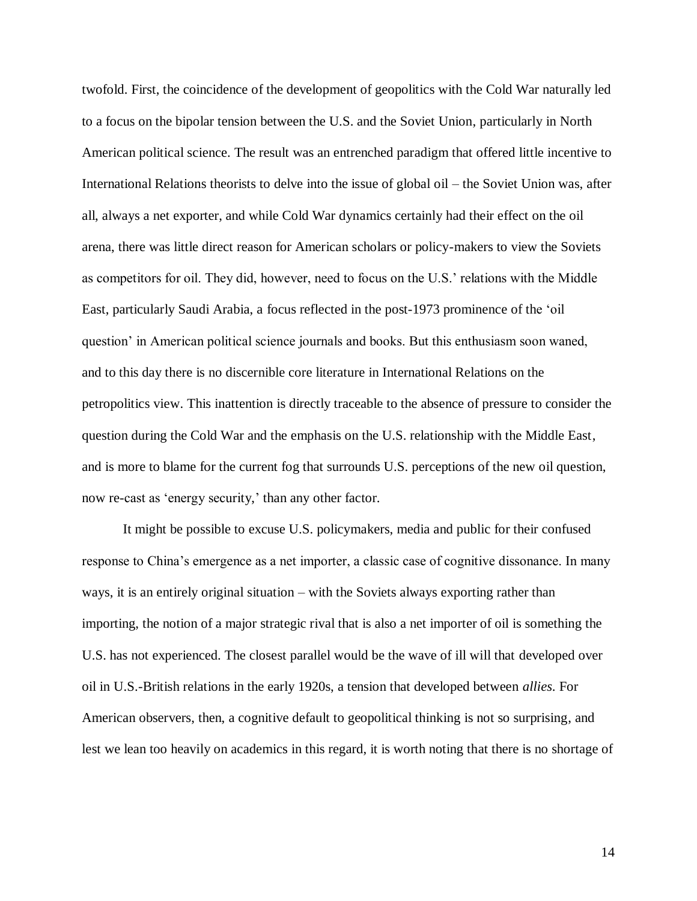twofold. First, the coincidence of the development of geopolitics with the Cold War naturally led to a focus on the bipolar tension between the U.S. and the Soviet Union, particularly in North American political science. The result was an entrenched paradigm that offered little incentive to International Relations theorists to delve into the issue of global oil – the Soviet Union was, after all, always a net exporter, and while Cold War dynamics certainly had their effect on the oil arena, there was little direct reason for American scholars or policy-makers to view the Soviets as competitors for oil. They did, however, need to focus on the U.S.' relations with the Middle East, particularly Saudi Arabia, a focus reflected in the post-1973 prominence of the 'oil question' in American political science journals and books. But this enthusiasm soon waned, and to this day there is no discernible core literature in International Relations on the petropolitics view. This inattention is directly traceable to the absence of pressure to consider the question during the Cold War and the emphasis on the U.S. relationship with the Middle East, and is more to blame for the current fog that surrounds U.S. perceptions of the new oil question, now re-cast as 'energy security,' than any other factor.

It might be possible to excuse U.S. policymakers, media and public for their confused response to China's emergence as a net importer, a classic case of cognitive dissonance. In many ways, it is an entirely original situation – with the Soviets always exporting rather than importing, the notion of a major strategic rival that is also a net importer of oil is something the U.S. has not experienced. The closest parallel would be the wave of ill will that developed over oil in U.S.-British relations in the early 1920s, a tension that developed between *allies*. For American observers, then, a cognitive default to geopolitical thinking is not so surprising, and lest we lean too heavily on academics in this regard, it is worth noting that there is no shortage of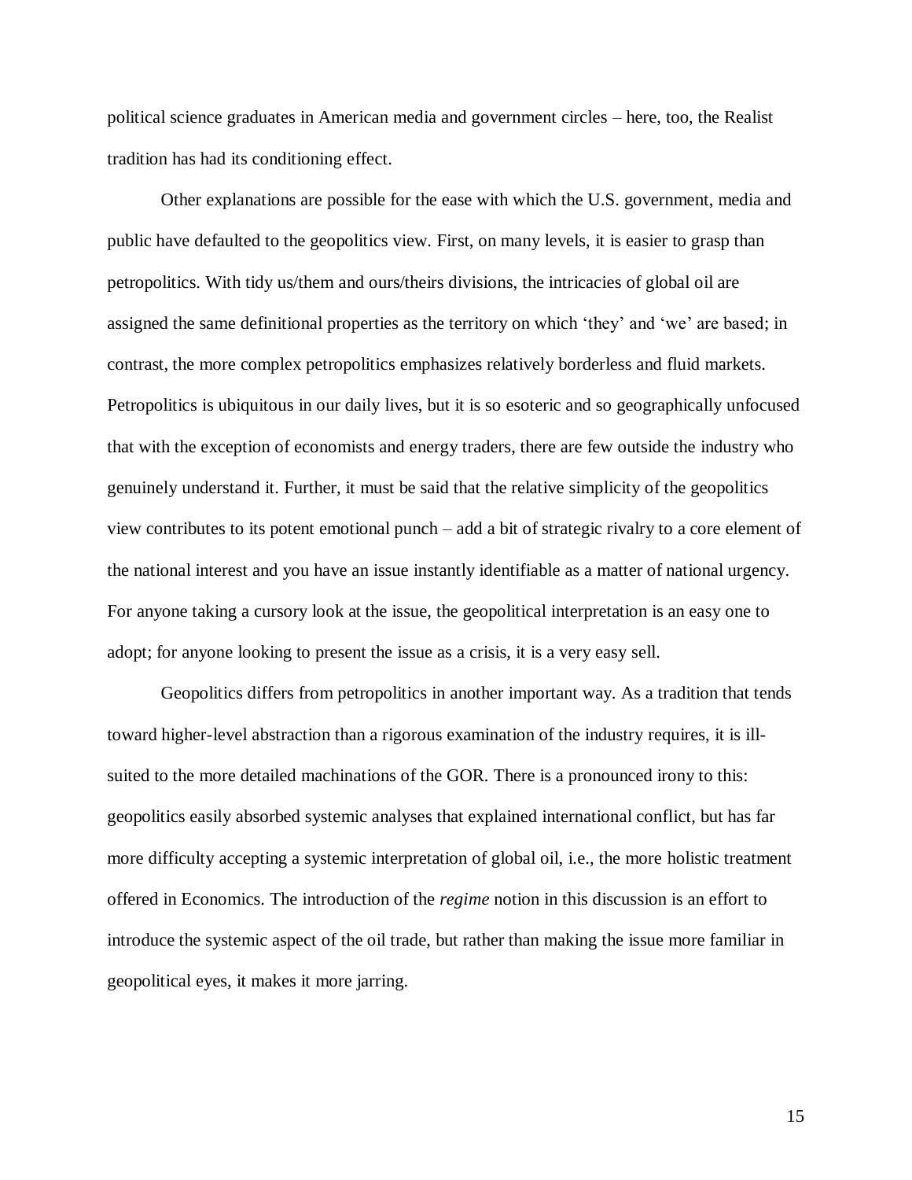political science graduates in American media and government circles – here, too, the Realist tradition has had its conditioning effect.

Other explanations are possible for the ease with which the U.S. government, media and public have defaulted to the geopolitics view. First, on many levels, it is easier to grasp than petropolitics. With tidy us/them and ours/theirs divisions, the intricacies of global oil are assigned the same definitional properties as the territory on which 'they' and 'we' are based; in contrast, the more complex petropolitics emphasizes relatively borderless and fluid markets. Petropolitics is ubiquitous in our daily lives, but it is so esoteric and so geographically unfocused that with the exception of economists and energy traders, there are few outside the industry who genuinely understand it. Further, it must be said that the relative simplicity of the geopolitics view contributes to its potent emotional punch – add a bit of strategic rivalry to a core element of the national interest and you have an issue instantly identifiable as a matter of national urgency. For anyone taking a cursory look at the issue, the geopolitical interpretation is an easy one to adopt; for anyone looking to present the issue as a crisis, it is a very easy sell.

Geopolitics differs from petropolitics in another important way. As a tradition that tends toward higher-level abstraction than a rigorous examination of the industry requires, it is ill-suited to the more detailed machinations of the GOR. There is a pronounced irony to this: geopolitics easily absorbed systemic analyses that explained international conflict, but has far more difficulty accepting a systemic interpretation of global oil, i.e., the more holistic treatment offered in Economics. The introduction of the *regime* notion in this discussion is an effort to introduce the systemic aspect of the oil trade, but rather than making the issue more familiar in geopolitical eyes, it makes it more jarring.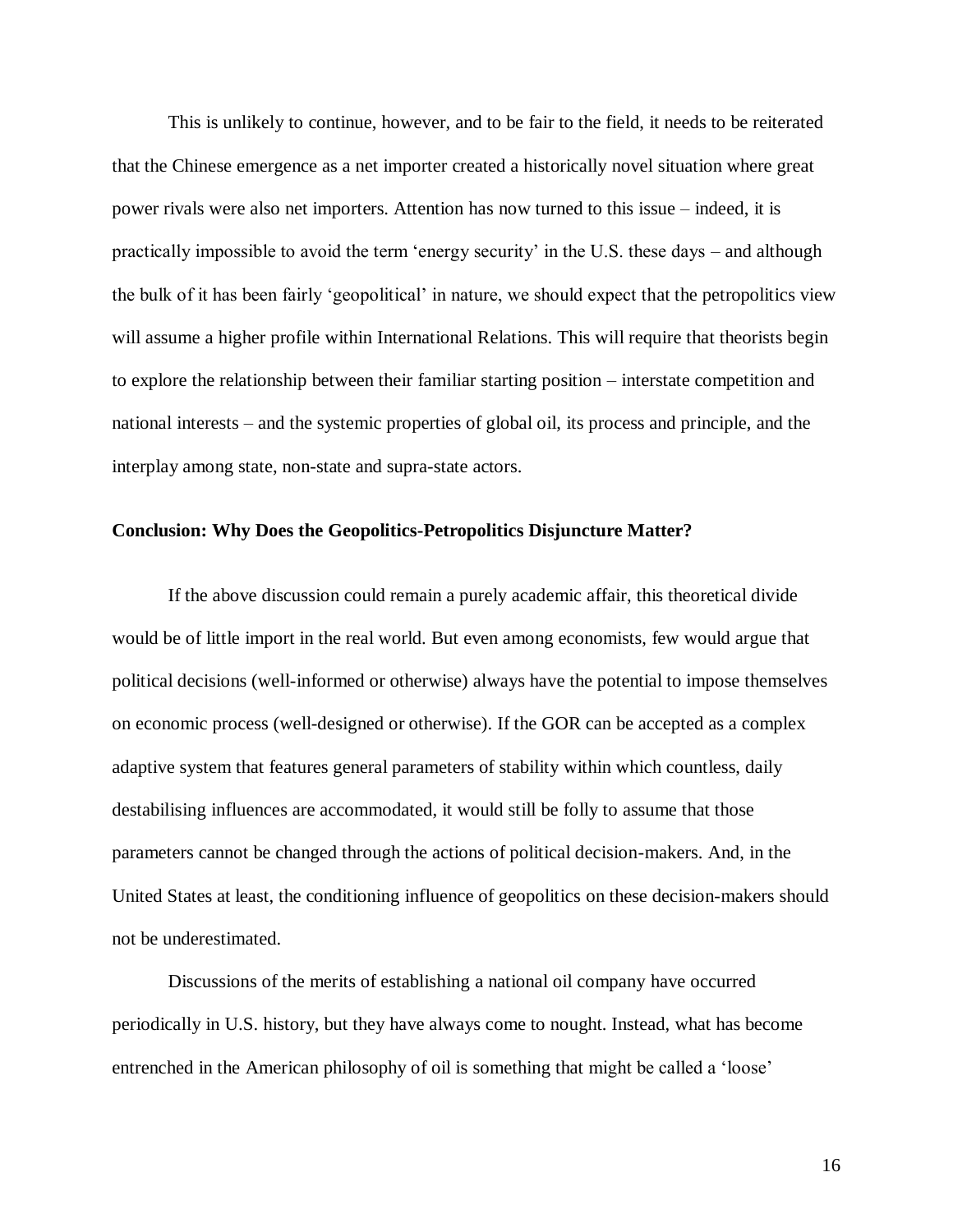This is unlikely to continue, however, and to be fair to the field, it needs to be reiterated that the Chinese emergence as a net importer created a historically novel situation where great power rivals were also net importers. Attention has now turned to this issue – indeed, it is practically impossible to avoid the term 'energy security' in the U.S. these days – and although the bulk of it has been fairly 'geopolitical' in nature, we should expect that the petropolitics view will assume a higher profile within International Relations. This will require that theorists begin to explore the relationship between their familiar starting position – interstate competition and national interests – and the systemic properties of global oil, its process and principle, and the interplay among state, non-state and supra-state actors.

## Conclusion: Why Does the Geopolitics-Petropolitics Disjuncture Matter?

If the above discussion could remain a purely academic affair, this theoretical divide would be of little import in the real world. But even among economists, few would argue that political decisions (well-informed or otherwise) always have the potential to impose themselves on economic process (well-designed or otherwise). If the GOR can be accepted as a complex adaptive system that features general parameters of stability within which countless, daily destabilising influences are accommodated, it would still be folly to assume that those parameters cannot be changed through the actions of political decision-makers. And, in the United States at least, the conditioning influence of geopolitics on these decision-makers should not be underestimated.

Discussions of the merits of establishing a national oil company have occurred periodically in U.S. history, but they have always come to nought. Instead, what has become entrenched in the American philosophy of oil is something that might be called a 'loose'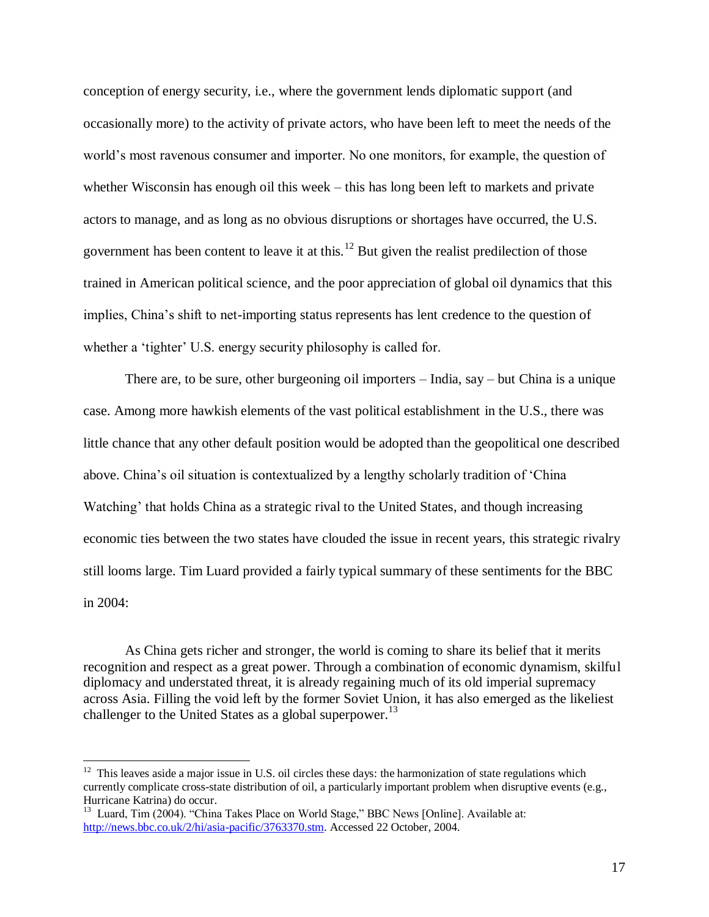conception of energy security, i.e., where the government lends diplomatic support (and occasionally more) to the activity of private actors, who have been left to meet the needs of the world's most ravenous consumer and importer. No one monitors, for example, the question of whether Wisconsin has enough oil this week – this has long been left to markets and private actors to manage, and as long as no obvious disruptions or shortages have occurred, the U.S. government has been content to leave it at this.[12] But given the realist predilection of those trained in American political science, and the poor appreciation of global oil dynamics that this implies, China's shift to net-importing status represents has lent credence to the question of whether a 'tighter' U.S. energy security philosophy is called for.

There are, to be sure, other burgeoning oil importers – India, say – but China is a unique case. Among more hawkish elements of the vast political establishment in the U.S., there was little chance that any other default position would be adopted than the geopolitical one described above. China's oil situation is contextualized by a lengthy scholarly tradition of 'China Watching' that holds China as a strategic rival to the United States, and though increasing economic ties between the two states have clouded the issue in recent years, this strategic rivalry still looms large. Tim Luard provided a fairly typical summary of these sentiments for the BBC in 2004:

> As China gets richer and stronger, the world is coming to share its belief that it merits recognition and respect as a great power. Through a combination of economic dynamism, skilful diplomacy and understated threat, it is already regaining much of its old imperial supremacy across Asia. Filling the void left by the former Soviet Union, it has also emerged as the likeliest challenger to the United States as a global superpower.[13]

---

[12] This leaves aside a major issue in U.S. oil circles these days: the harmonization of state regulations which currently complicate cross-state distribution of oil, a particularly important problem when disruptive events (e.g., Hurricane Katrina) do occur.

[13] Luard, Tim (2004). "China Takes Place on World Stage," BBC News [Online]. Available at: http://news.bbc.co.uk/2/hi/asia-pacific/3763370.stm. Accessed 22 October, 2004.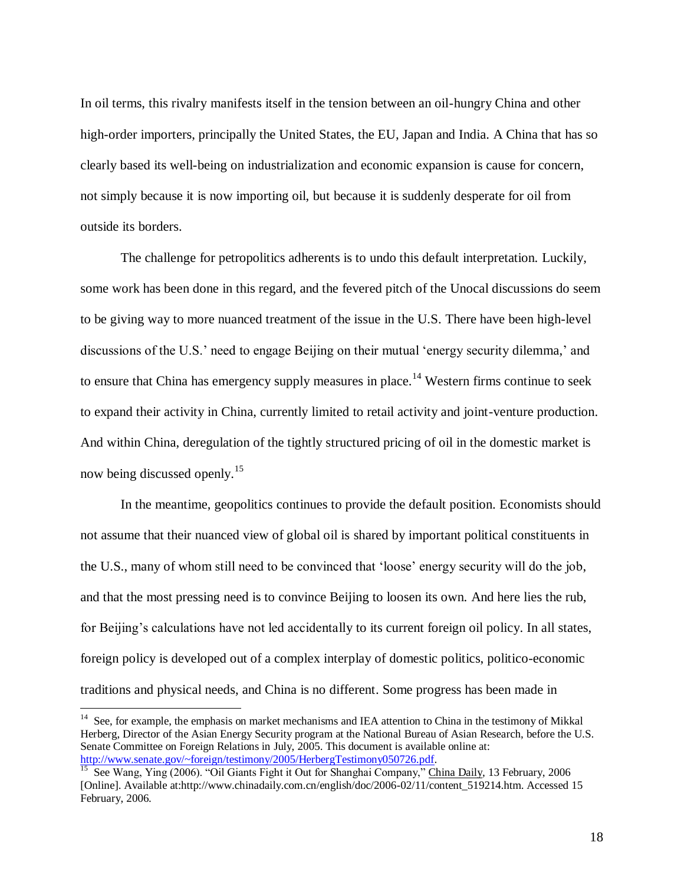In oil terms, this rivalry manifests itself in the tension between an oil-hungry China and other high-order importers, principally the United States, the EU, Japan and India. A China that has so clearly based its well-being on industrialization and economic expansion is cause for concern, not simply because it is now importing oil, but because it is suddenly desperate for oil from outside its borders.

The challenge for petropolitics adherents is to undo this default interpretation. Luckily, some work has been done in this regard, and the fevered pitch of the Unocal discussions do seem to be giving way to more nuanced treatment of the issue in the U.S. There have been high-level discussions of the U.S.' need to engage Beijing on their mutual 'energy security dilemma,' and to ensure that China has emergency supply measures in place.[14] Western firms continue to seek to expand their activity in China, currently limited to retail activity and joint-venture production. And within China, deregulation of the tightly structured pricing of oil in the domestic market is now being discussed openly.[15]

In the meantime, geopolitics continues to provide the default position. Economists should not assume that their nuanced view of global oil is shared by important political constituents in the U.S., many of whom still need to be convinced that 'loose' energy security will do the job, and that the most pressing need is to convince Beijing to loosen its own. And here lies the rub, for Beijing's calculations have not led accidentally to its current foreign oil policy. In all states, foreign policy is developed out of a complex interplay of domestic politics, politico-economic traditions and physical needs, and China is no different. Some progress has been made in

---

[14] See, for example, the emphasis on market mechanisms and IEA attention to China in the testimony of Mikkal Herberg, Director of the Asian Energy Security program at the National Bureau of Asian Research, before the U.S. Senate Committee on Foreign Relations in July, 2005. This document is available online at: http://www.senate.gov/~foreign/testimony/2005/HerbergTestimony050726.pdf.

[15] See Wang, Ying (2006). "Oil Giants Fight it Out for Shanghai Company," China Daily, 13 February, 2006 [Online]. Available at:http://www.chinadaily.com.cn/english/doc/2006-02/11/content_519214.htm. Accessed 15 February, 2006.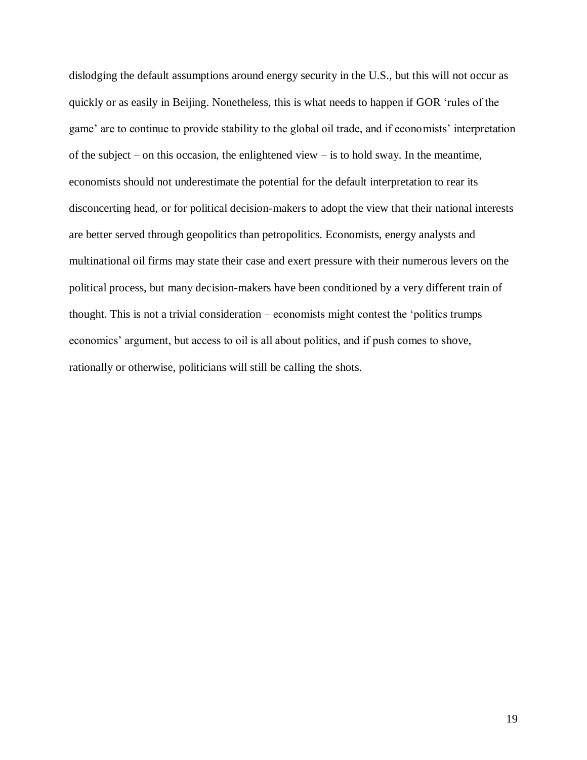dislodging the default assumptions around energy security in the U.S., but this will not occur as quickly or as easily in Beijing. Nonetheless, this is what needs to happen if GOR 'rules of the game' are to continue to provide stability to the global oil trade, and if economists' interpretation of the subject – on this occasion, the enlightened view – is to hold sway. In the meantime, economists should not underestimate the potential for the default interpretation to rear its disconcerting head, or for political decision-makers to adopt the view that their national interests are better served through geopolitics than petropolitics. Economists, energy analysts and multinational oil firms may state their case and exert pressure with their numerous levers on the political process, but many decision-makers have been conditioned by a very different train of thought. This is not a trivial consideration – economists might contest the 'politics trumps economics' argument, but access to oil is all about politics, and if push comes to shove, rationally or otherwise, politicians will still be calling the shots.